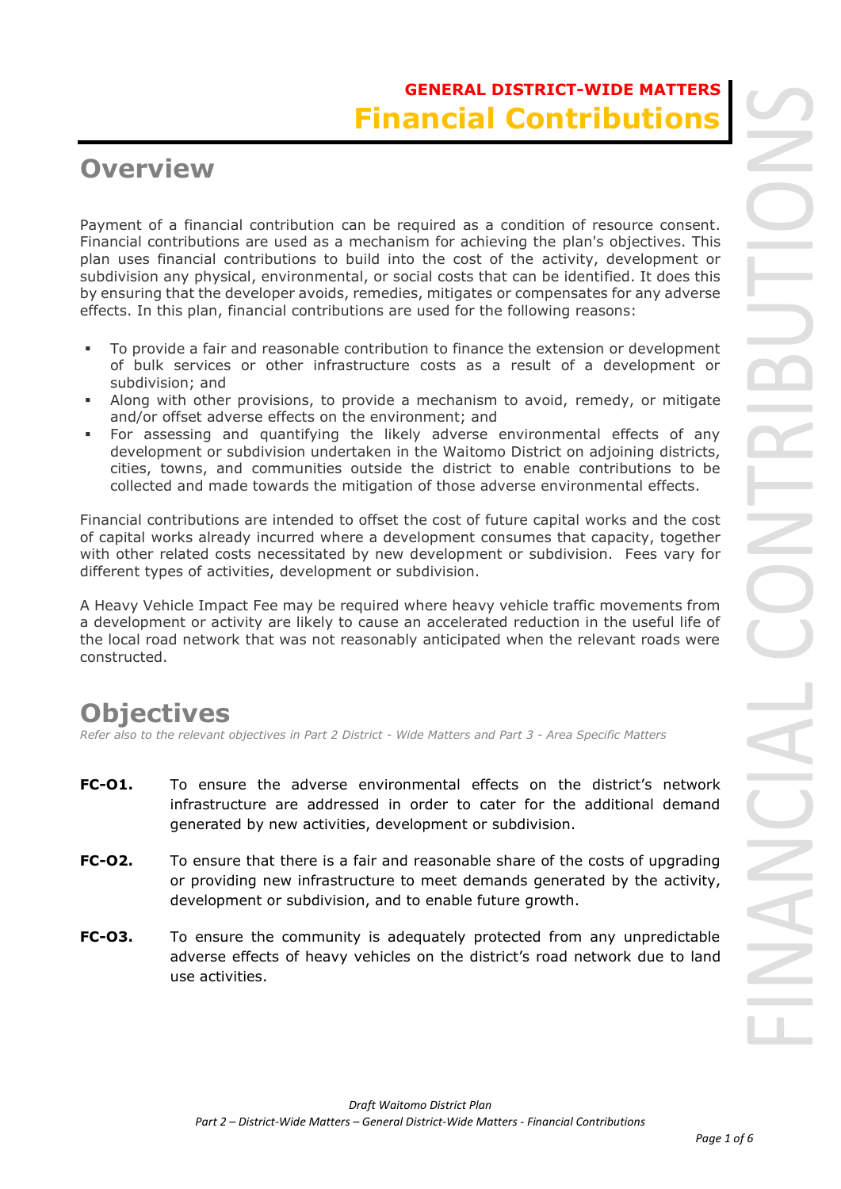**GENERAL DISTRICT-WIDE MATTERS**

# Financial Contributions

## Overview

Payment of a financial contribution can be required as a condition of resource consent. Financial contributions are used as a mechanism for achieving the plan's objectives. This plan uses financial contributions to build into the cost of the activity, development or subdivision any physical, environmental, or social costs that can be identified. It does this by ensuring that the developer avoids, remedies, mitigates or compensates for any adverse effects. In this plan, financial contributions are used for the following reasons:

- To provide a fair and reasonable contribution to finance the extension or development of bulk services or other infrastructure costs as a result of a development or subdivision; and
- Along with other provisions, to provide a mechanism to avoid, remedy, or mitigate and/or offset adverse effects on the environment; and
- For assessing and quantifying the likely adverse environmental effects of any development or subdivision undertaken in the Waitomo District on adjoining districts, cities, towns, and communities outside the district to enable contributions to be collected and made towards the mitigation of those adverse environmental effects.

Financial contributions are intended to offset the cost of future capital works and the cost of capital works already incurred where a development consumes that capacity, together with other related costs necessitated by new development or subdivision. Fees vary for different types of activities, development or subdivision.

A Heavy Vehicle Impact Fee may be required where heavy vehicle traffic movements from a development or activity are likely to cause an accelerated reduction in the useful life of the local road network that was not reasonably anticipated when the relevant roads were constructed.

## Objectives

*Refer also to the relevant objectives in Part 2 District - Wide Matters and Part 3 - Area Specific Matters*

**FC-O1.** To ensure the adverse environmental effects on the district's network infrastructure are addressed in order to cater for the additional demand generated by new activities, development or subdivision.

**FC-O2.** To ensure that there is a fair and reasonable share of the costs of upgrading or providing new infrastructure to meet demands generated by the activity, development or subdivision, and to enable future growth.

**FC-O3.** To ensure the community is adequately protected from any unpredictable adverse effects of heavy vehicles on the district's road network due to land use activities.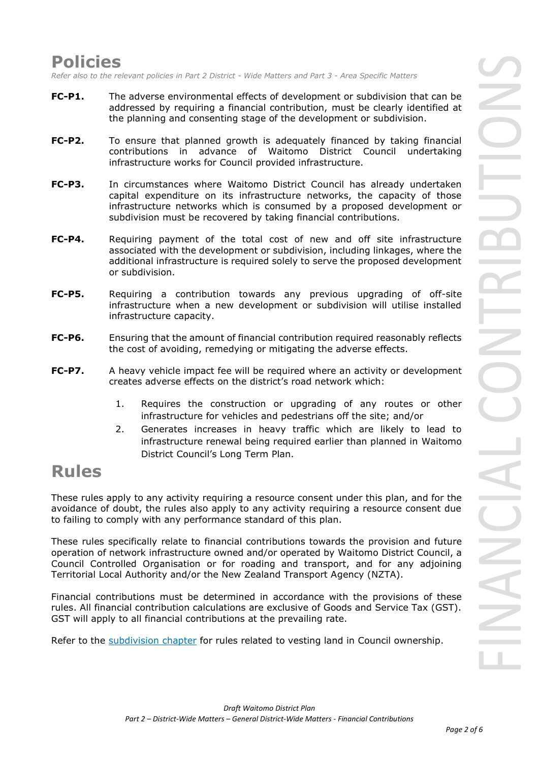# Policies

*Refer also to the relevant policies in Part 2 District - Wide Matters and Part 3 - Area Specific Matters*

**FC-P1.** The adverse environmental effects of development or subdivision that can be addressed by requiring a financial contribution, must be clearly identified at the planning and consenting stage of the development or subdivision.

**FC-P2.** To ensure that planned growth is adequately financed by taking financial contributions in advance of Waitomo District Council undertaking infrastructure works for Council provided infrastructure.

**FC-P3.** In circumstances where Waitomo District Council has already undertaken capital expenditure on its infrastructure networks, the capacity of those infrastructure networks which is consumed by a proposed development or subdivision must be recovered by taking financial contributions.

**FC-P4.** Requiring payment of the total cost of new and off site infrastructure associated with the development or subdivision, including linkages, where the additional infrastructure is required solely to serve the proposed development or subdivision.

**FC-P5.** Requiring a contribution towards any previous upgrading of off-site infrastructure when a new development or subdivision will utilise installed infrastructure capacity.

**FC-P6.** Ensuring that the amount of financial contribution required reasonably reflects the cost of avoiding, remedying or mitigating the adverse effects.

**FC-P7.** A heavy vehicle impact fee will be required where an activity or development creates adverse effects on the district's road network which:

1. Requires the construction or upgrading of any routes or other infrastructure for vehicles and pedestrians off the site; and/or
2. Generates increases in heavy traffic which are likely to lead to infrastructure renewal being required earlier than planned in Waitomo District Council's Long Term Plan.

# Rules

These rules apply to any activity requiring a resource consent under this plan, and for the avoidance of doubt, the rules also apply to any activity requiring a resource consent due to failing to comply with any performance standard of this plan.

These rules specifically relate to financial contributions towards the provision and future operation of network infrastructure owned and/or operated by Waitomo District Council, a Council Controlled Organisation or for roading and transport, and for any adjoining Territorial Local Authority and/or the New Zealand Transport Agency (NZTA).

Financial contributions must be determined in accordance with the provisions of these rules. All financial contribution calculations are exclusive of Goods and Service Tax (GST). GST will apply to all financial contributions at the prevailing rate.

Refer to the subdivision chapter for rules related to vesting land in Council ownership.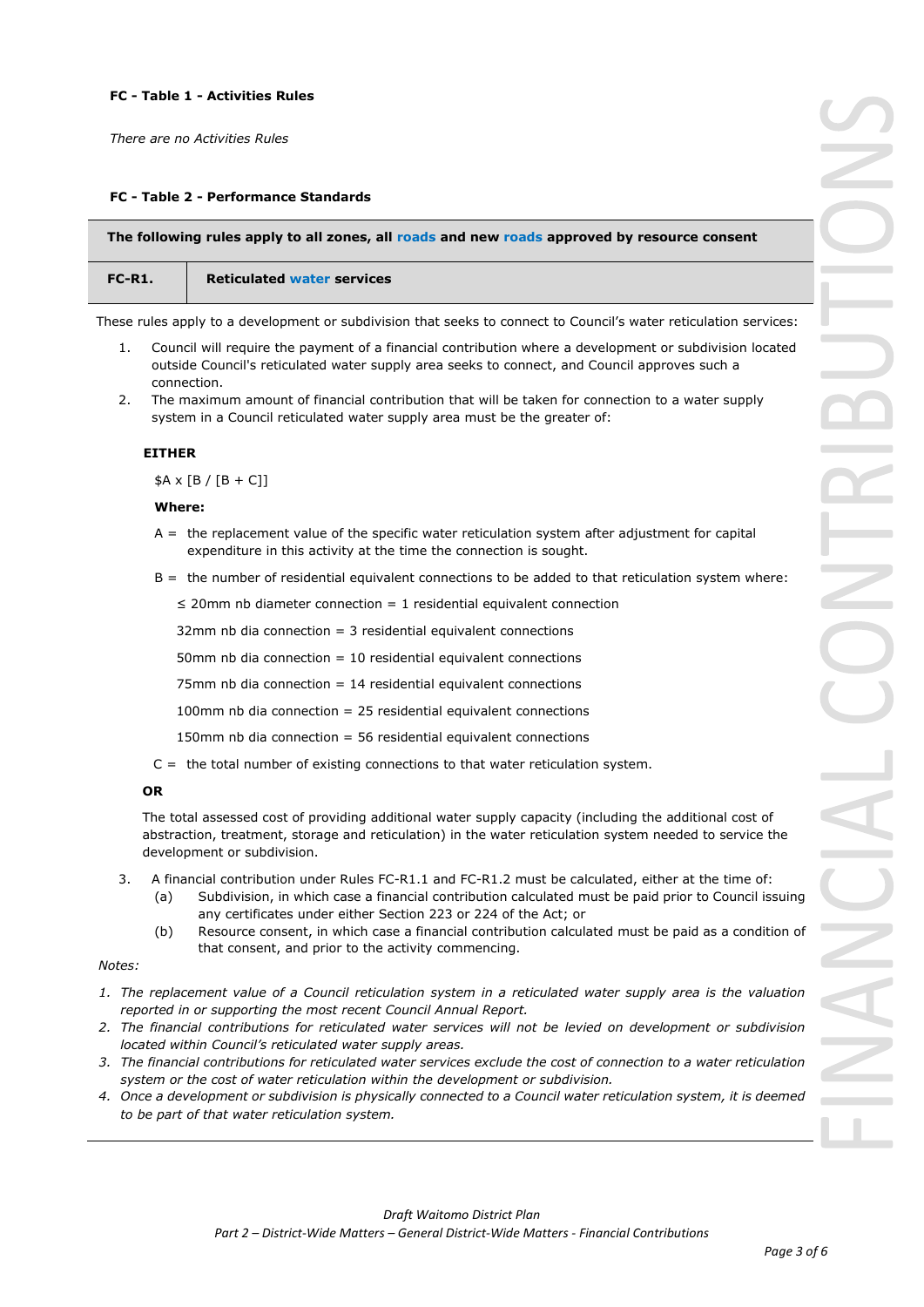#### FC - Table 1 - Activities Rules

*There are no Activities Rules*

#### FC - Table 2 - Performance Standards

| **The following rules apply to all zones, all roads and new roads approved by resource consent** | |
|---|---|
| **FC-R1.** | **Reticulated water services** |

These rules apply to a development or subdivision that seeks to connect to Council's water reticulation services:

1. Council will require the payment of a financial contribution where a development or subdivision located outside Council's reticulated water supply area seeks to connect, and Council approves such a connection.
2. The maximum amount of financial contribution that will be taken for connection to a water supply system in a Council reticulated water supply area must be the greater of:

   **EITHER**

   $A x [B / [B + C]]

   **Where:**

   A = the replacement value of the specific water reticulation system after adjustment for capital expenditure in this activity at the time the connection is sought.

   B = the number of residential equivalent connections to be added to that reticulation system where:

   ≤ 20mm nb diameter connection = 1 residential equivalent connection

   32mm nb dia connection = 3 residential equivalent connections

   50mm nb dia connection = 10 residential equivalent connections

   75mm nb dia connection = 14 residential equivalent connections

   100mm nb dia connection = 25 residential equivalent connections

   150mm nb dia connection = 56 residential equivalent connections

   C = the total number of existing connections to that water reticulation system.

   **OR**

   The total assessed cost of providing additional water supply capacity (including the additional cost of abstraction, treatment, storage and reticulation) in the water reticulation system needed to service the development or subdivision.

3. A financial contribution under Rules FC-R1.1 and FC-R1.2 must be calculated, either at the time of:
   (a) Subdivision, in which case a financial contribution calculated must be paid prior to Council issuing any certificates under either Section 223 or 224 of the Act; or
   (b) Resource consent, in which case a financial contribution calculated must be paid as a condition of that consent, and prior to the activity commencing.

*Notes:*

1. *The replacement value of a Council reticulation system in a reticulated water supply area is the valuation reported in or supporting the most recent Council Annual Report.*
2. *The financial contributions for reticulated water services will not be levied on development or subdivision located within Council's reticulated water supply areas.*
3. *The financial contributions for reticulated water services exclude the cost of connection to a water reticulation system or the cost of water reticulation within the development or subdivision.*
4. *Once a development or subdivision is physically connected to a Council water reticulation system, it is deemed to be part of that water reticulation system.*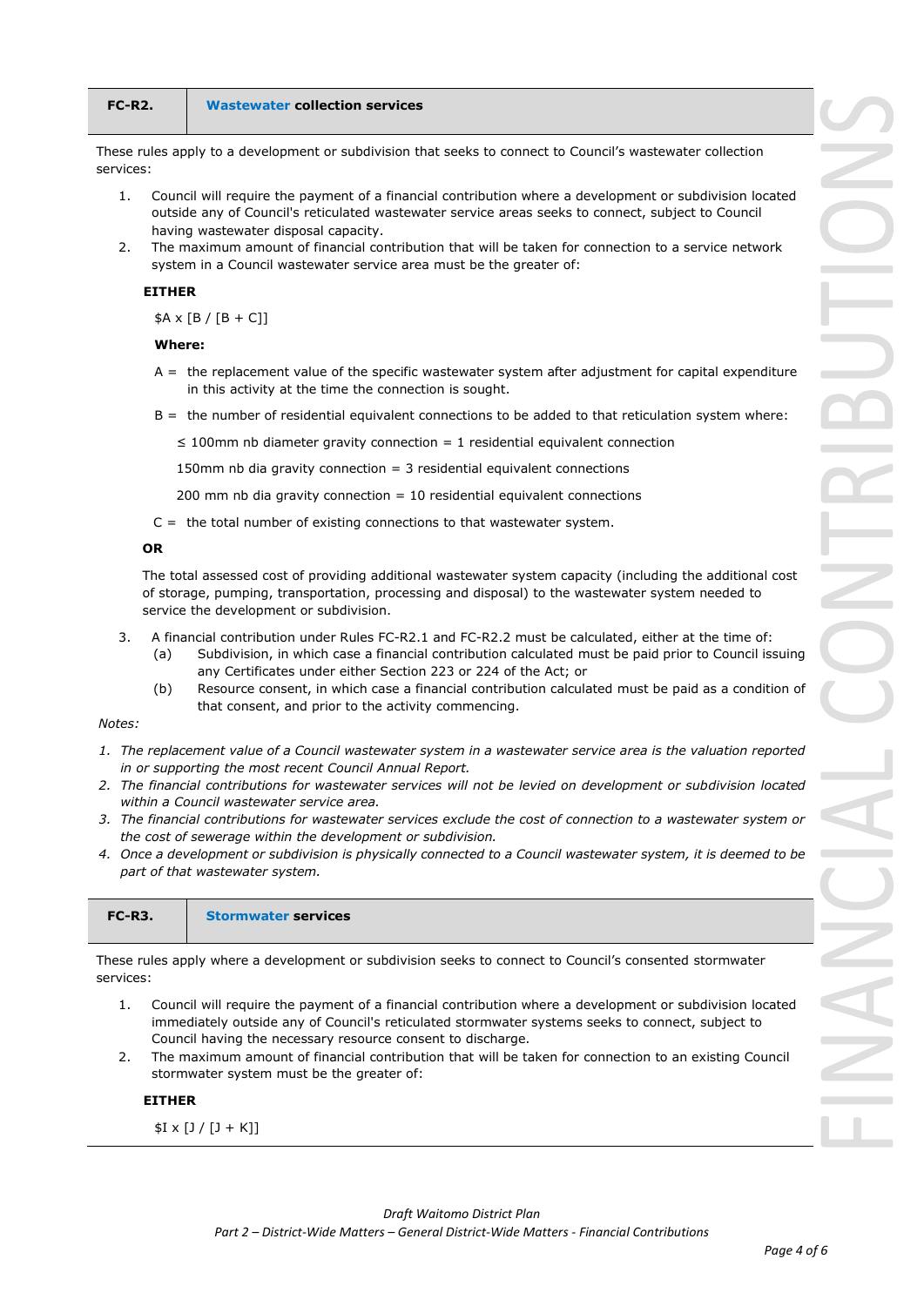| FC-R2. | Wastewater collection services |
|---|---|

These rules apply to a development or subdivision that seeks to connect to Council's wastewater collection services:

1. Council will require the payment of a financial contribution where a development or subdivision located outside any of Council's reticulated wastewater service areas seeks to connect, subject to Council having wastewater disposal capacity.
2. The maximum amount of financial contribution that will be taken for connection to a service network system in a Council wastewater service area must be the greater of:

   **EITHER**

   $\$A \times [B / [B + C]]$

   **Where:**

   A = the replacement value of the specific wastewater system after adjustment for capital expenditure in this activity at the time the connection is sought.

   B = the number of residential equivalent connections to be added to that reticulation system where:

   ≤ 100mm nb diameter gravity connection = 1 residential equivalent connection

   150mm nb dia gravity connection = 3 residential equivalent connections

   200 mm nb dia gravity connection = 10 residential equivalent connections

   C = the total number of existing connections to that wastewater system.

   **OR**

   The total assessed cost of providing additional wastewater system capacity (including the additional cost of storage, pumping, transportation, processing and disposal) to the wastewater system needed to service the development or subdivision.

3. A financial contribution under Rules FC-R2.1 and FC-R2.2 must be calculated, either at the time of:
   (a) Subdivision, in which case a financial contribution calculated must be paid prior to Council issuing any Certificates under either Section 223 or 224 of the Act; or
   (b) Resource consent, in which case a financial contribution calculated must be paid as a condition of that consent, and prior to the activity commencing.

*Notes:*

1. *The replacement value of a Council wastewater system in a wastewater service area is the valuation reported in or supporting the most recent Council Annual Report.*
2. *The financial contributions for wastewater services will not be levied on development or subdivision located within a Council wastewater service area.*
3. *The financial contributions for wastewater services exclude the cost of connection to a wastewater system or the cost of sewerage within the development or subdivision.*
4. *Once a development or subdivision is physically connected to a Council wastewater system, it is deemed to be part of that wastewater system.*

| FC-R3. | Stormwater services |
|---|---|

These rules apply where a development or subdivision seeks to connect to Council's consented stormwater services:

1. Council will require the payment of a financial contribution where a development or subdivision located immediately outside any of Council's reticulated stormwater systems seeks to connect, subject to Council having the necessary resource consent to discharge.
2. The maximum amount of financial contribution that will be taken for connection to an existing Council stormwater system must be the greater of:

   **EITHER**

   $\$I \times [J / [J + K]]$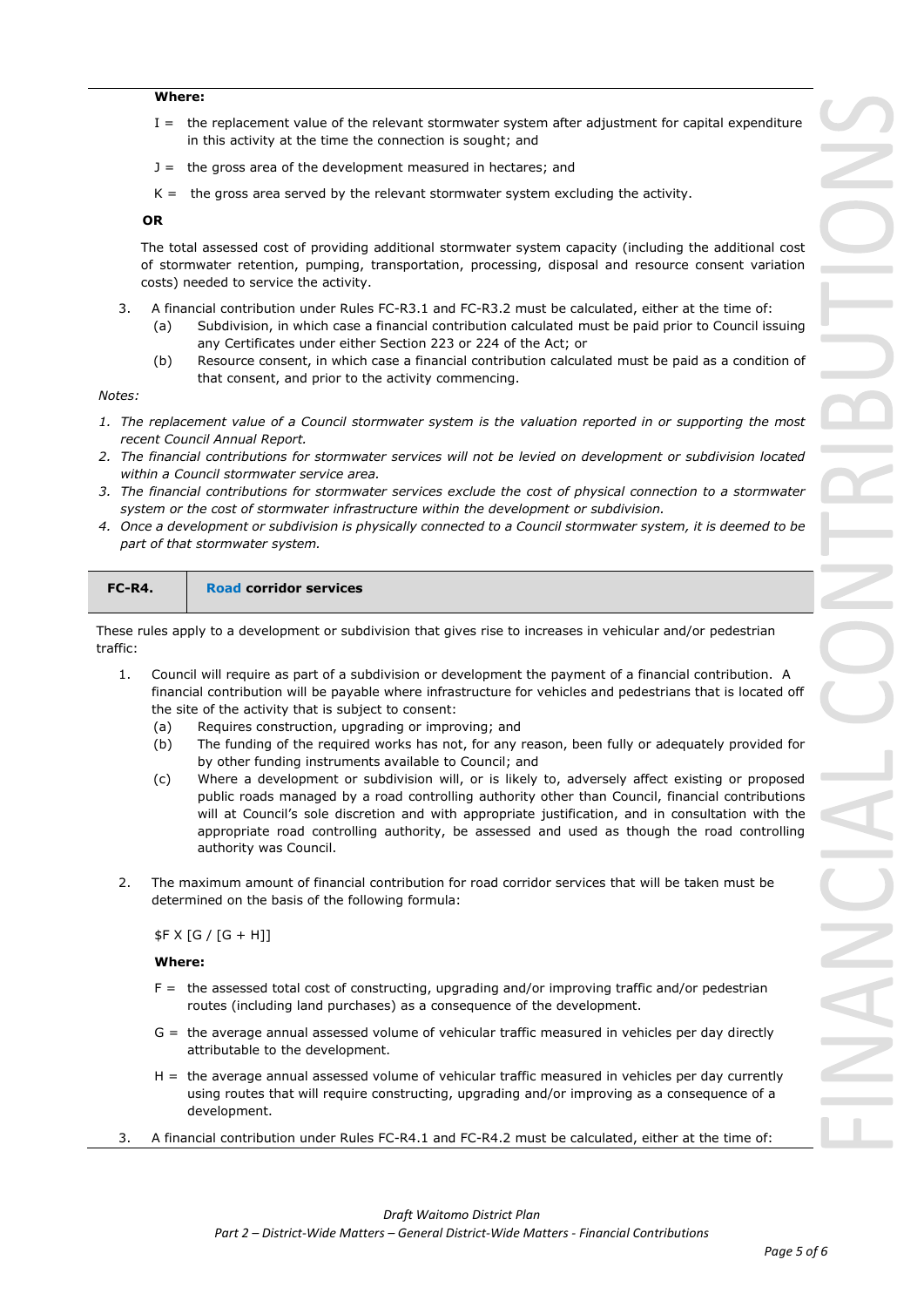**Where:**

- $I$ = the replacement value of the relevant stormwater system after adjustment for capital expenditure in this activity at the time the connection is sought; and
- $J$ = the gross area of the development measured in hectares; and
- $K$ = the gross area served by the relevant stormwater system excluding the activity.

**OR**

The total assessed cost of providing additional stormwater system capacity (including the additional cost of stormwater retention, pumping, transportation, processing, disposal and resource consent variation costs) needed to service the activity.

3. A financial contribution under Rules FC-R3.1 and FC-R3.2 must be calculated, either at the time of:
   (a) Subdivision, in which case a financial contribution calculated must be paid prior to Council issuing any Certificates under either Section 223 or 224 of the Act; or
   (b) Resource consent, in which case a financial contribution calculated must be paid as a condition of that consent, and prior to the activity commencing.

*Notes:*

1. *The replacement value of a Council stormwater system is the valuation reported in or supporting the most recent Council Annual Report.*
2. *The financial contributions for stormwater services will not be levied on development or subdivision located within a Council stormwater service area.*
3. *The financial contributions for stormwater services exclude the cost of physical connection to a stormwater system or the cost of stormwater infrastructure within the development or subdivision.*
4. *Once a development or subdivision is physically connected to a Council stormwater system, it is deemed to be part of that stormwater system.*

| **FC-R4.** | **Road corridor services** |
|---|---|

These rules apply to a development or subdivision that gives rise to increases in vehicular and/or pedestrian traffic:

1. Council will require as part of a subdivision or development the payment of a financial contribution. A financial contribution will be payable where infrastructure for vehicles and pedestrians that is located off the site of the activity that is subject to consent:
   (a) Requires construction, upgrading or improving; and
   (b) The funding of the required works has not, for any reason, been fully or adequately provided for by other funding instruments available to Council; and
   (c) Where a development or subdivision will, or is likely to, adversely affect existing or proposed public roads managed by a road controlling authority other than Council, financial contributions will at Council's sole discretion and with appropriate justification, and in consultation with the appropriate road controlling authority, be assessed and used as though the road controlling authority was Council.

2. The maximum amount of financial contribution for road corridor services that will be taken must be determined on the basis of the following formula:

   $\$F \times [G / [G + H]]$

   **Where:**

   - $F$ = the assessed total cost of constructing, upgrading and/or improving traffic and/or pedestrian routes (including land purchases) as a consequence of the development.
   - $G$ = the average annual assessed volume of vehicular traffic measured in vehicles per day directly attributable to the development.
   - $H$ = the average annual assessed volume of vehicular traffic measured in vehicles per day currently using routes that will require constructing, upgrading and/or improving as a consequence of a development.

3. A financial contribution under Rules FC-R4.1 and FC-R4.2 must be calculated, either at the time of: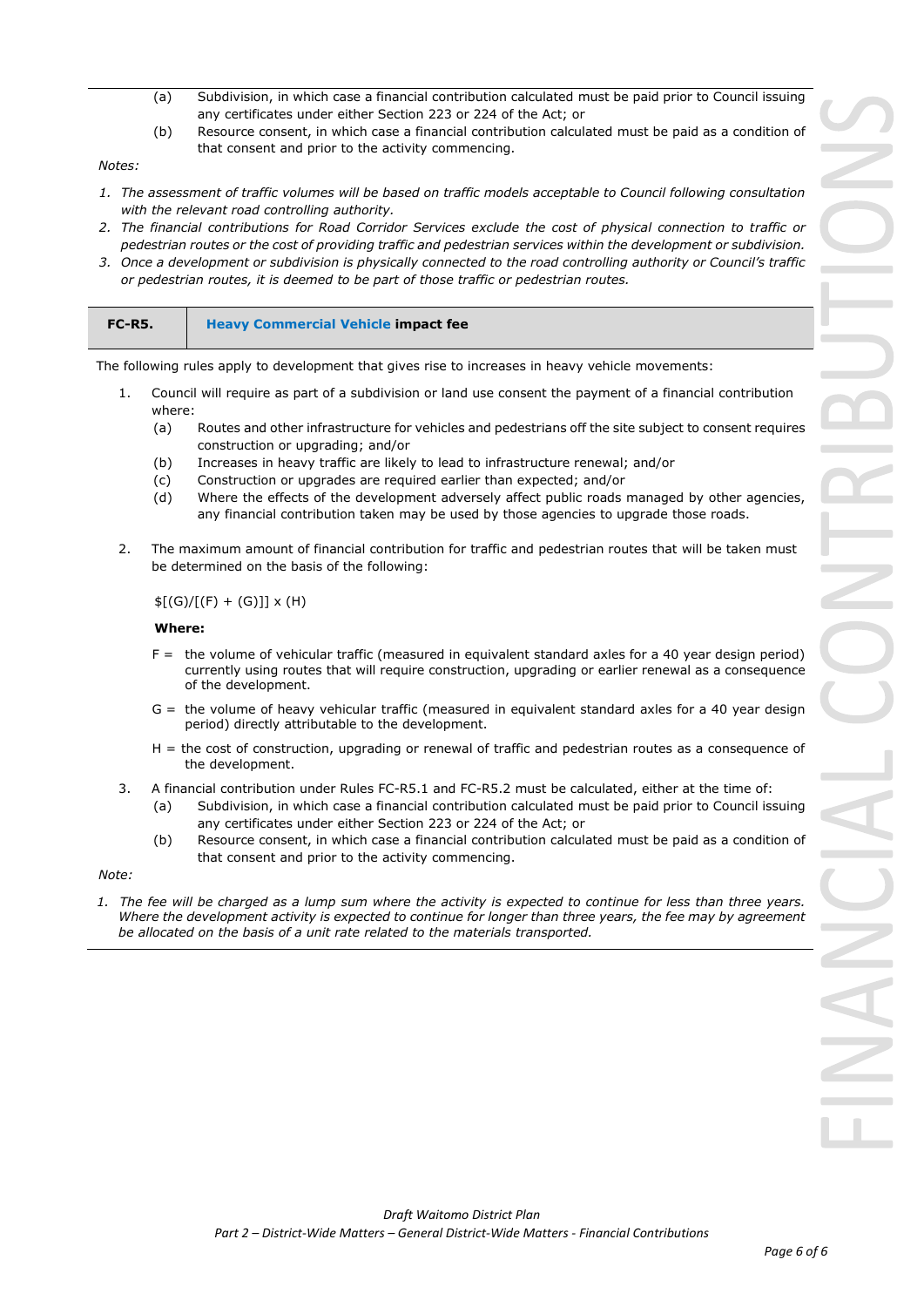(a) Subdivision, in which case a financial contribution calculated must be paid prior to Council issuing any certificates under either Section 223 or 224 of the Act; or

(b) Resource consent, in which case a financial contribution calculated must be paid as a condition of that consent and prior to the activity commencing.

*Notes:*

1. *The assessment of traffic volumes will be based on traffic models acceptable to Council following consultation with the relevant road controlling authority.*
2. *The financial contributions for Road Corridor Services exclude the cost of physical connection to traffic or pedestrian routes or the cost of providing traffic and pedestrian services within the development or subdivision.*
3. *Once a development or subdivision is physically connected to the road controlling authority or Council's traffic or pedestrian routes, it is deemed to be part of those traffic or pedestrian routes.*

| **FC-R5.** | **Heavy Commercial Vehicle impact fee** |
|---|---|

The following rules apply to development that gives rise to increases in heavy vehicle movements:

1. Council will require as part of a subdivision or land use consent the payment of a financial contribution where:
   (a) Routes and other infrastructure for vehicles and pedestrians off the site subject to consent requires construction or upgrading; and/or
   (b) Increases in heavy traffic are likely to lead to infrastructure renewal; and/or
   (c) Construction or upgrades are required earlier than expected; and/or
   (d) Where the effects of the development adversely affect public roads managed by other agencies, any financial contribution taken may be used by those agencies to upgrade those roads.

2. The maximum amount of financial contribution for traffic and pedestrian routes that will be taken must be determined on the basis of the following:

   $\$[(G)/[(F) + (G)]] \times (H)$

   **Where:**

   F = the volume of vehicular traffic (measured in equivalent standard axles for a 40 year design period) currently using routes that will require construction, upgrading or earlier renewal as a consequence of the development.

   G = the volume of heavy vehicular traffic (measured in equivalent standard axles for a 40 year design period) directly attributable to the development.

   H = the cost of construction, upgrading or renewal of traffic and pedestrian routes as a consequence of the development.

3. A financial contribution under Rules FC-R5.1 and FC-R5.2 must be calculated, either at the time of:
   (a) Subdivision, in which case a financial contribution calculated must be paid prior to Council issuing any certificates under either Section 223 or 224 of the Act; or
   (b) Resource consent, in which case a financial contribution calculated must be paid as a condition of that consent and prior to the activity commencing.

*Note:*

1. *The fee will be charged as a lump sum where the activity is expected to continue for less than three years. Where the development activity is expected to continue for longer than three years, the fee may by agreement be allocated on the basis of a unit rate related to the materials transported.*